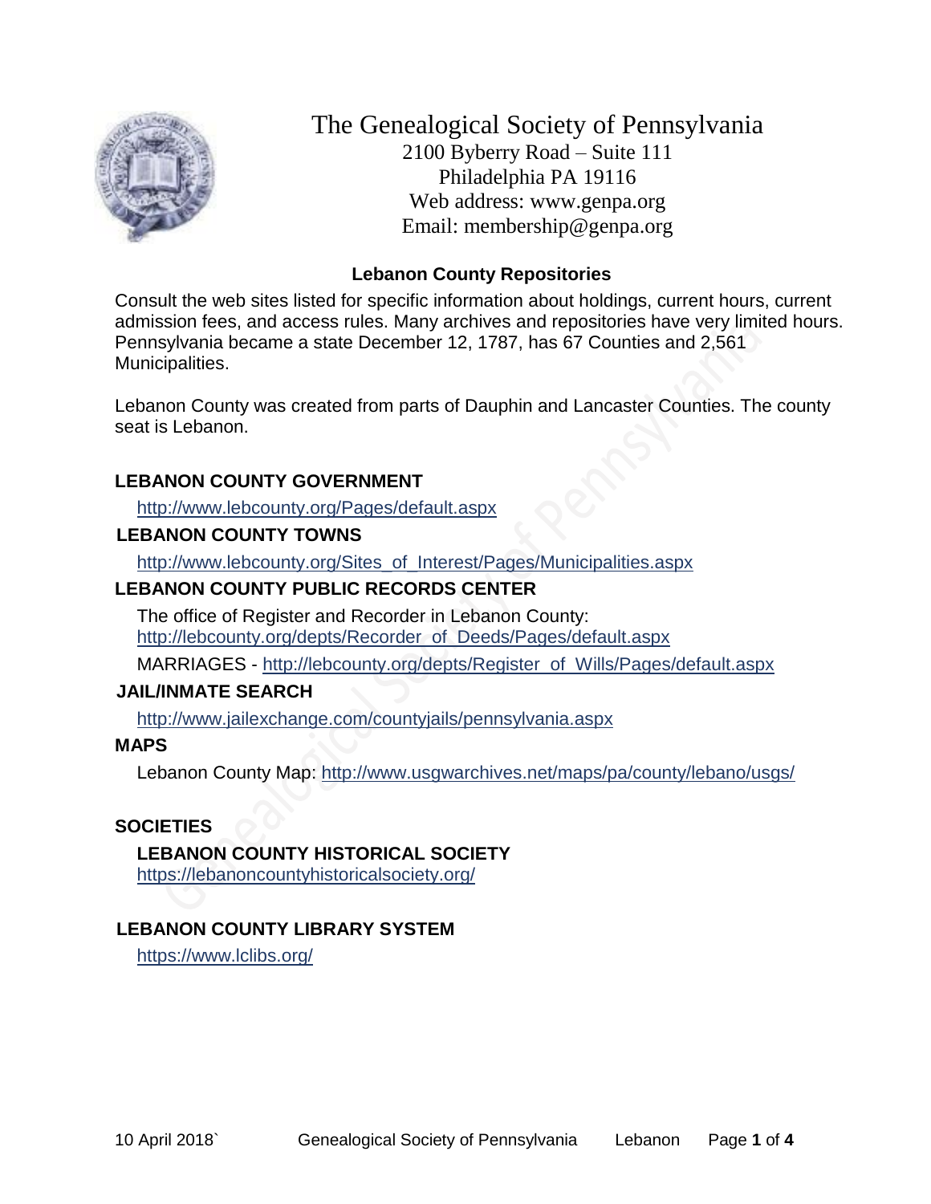# The Genealogical Society of Pennsylvania

2100 Byberry Road – Suite 111
Philadelphia PA 19116
Web address: www.genpa.org
Email: membership@genpa.org

## Lebanon County Repositories

Consult the web sites listed for specific information about holdings, current hours, current admission fees, and access rules. Many archives and repositories have very limited hours. Pennsylvania became a state December 12, 1787, has 67 Counties and 2,561 Municipalities.

Lebanon County was created from parts of Dauphin and Lancaster Counties. The county seat is Lebanon.

### LEBANON COUNTY GOVERNMENT

http://www.lebcounty.org/Pages/default.aspx

### LEBANON COUNTY TOWNS

http://www.lebcounty.org/Sites_of_Interest/Pages/Municipalities.aspx

### LEBANON COUNTY PUBLIC RECORDS CENTER

The office of Register and Recorder in Lebanon County: http://lebcounty.org/depts/Recorder_of_Deeds/Pages/default.aspx

MARRIAGES - http://lebcounty.org/depts/Register_of_Wills/Pages/default.aspx

### JAIL/INMATE SEARCH

http://www.jailexchange.com/countyjails/pennsylvania.aspx

### MAPS

Lebanon County Map: http://www.usgwarchives.net/maps/pa/county/lebano/usgs/

### SOCIETIES

**LEBANON COUNTY HISTORICAL SOCIETY**
https://lebanoncountyhistoricalsociety.org/

### LEBANON COUNTY LIBRARY SYSTEM

https://www.lclibs.org/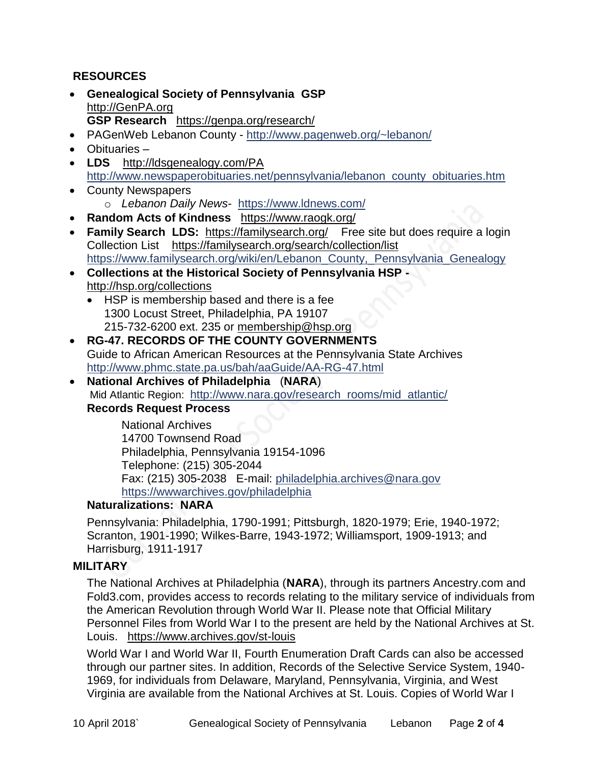## RESOURCES

- **Genealogical Society of Pennsylvania GSP**
  http://GenPA.org
  **GSP Research** https://genpa.org/research/
- PAGenWeb Lebanon County - http://www.pagenweb.org/~lebanon/
- Obituaries –
- **LDS** http://ldsgenealogy.com/PA
  http://www.newspaperobituaries.net/pennsylvania/lebanon_county_obituaries.htm
- County Newspapers
  - *Lebanon Daily News*- https://www.ldnews.com/
- **Random Acts of Kindness** https://www.raogk.org/
- **Family Search LDS:** https://familysearch.org/ Free site but does require a login
  Collection List https://familysearch.org/search/collection/list
  https://www.familysearch.org/wiki/en/Lebanon_County,_Pennsylvania_Genealogy
- **Collections at the Historical Society of Pennsylvania HSP -**
  http://hsp.org/collections
  - HSP is membership based and there is a fee
    1300 Locust Street, Philadelphia, PA 19107
    215-732-6200 ext. 235 or membership@hsp.org
- **RG-47. RECORDS OF THE COUNTY GOVERNMENTS**
  Guide to African American Resources at the Pennsylvania State Archives
  http://www.phmc.state.pa.us/bah/aaGuide/AA-RG-47.html
- **National Archives of Philadelphia** (**NARA**)
  Mid Atlantic Region: http://www.nara.gov/research_rooms/mid_atlantic/
  **Records Request Process**

  National Archives
  14700 Townsend Road
  Philadelphia, Pennsylvania 19154-1096
  Telephone: (215) 305-2044
  Fax: (215) 305-2038 E-mail: philadelphia.archives@nara.gov
  https://wwwarchives.gov/philadelphia

  **Naturalizations: NARA**

  Pennsylvania: Philadelphia, 1790-1991; Pittsburgh, 1820-1979; Erie, 1940-1972; Scranton, 1901-1990; Wilkes-Barre, 1943-1972; Williamsport, 1909-1913; and Harrisburg, 1911-1917

## MILITARY

The National Archives at Philadelphia (**NARA**), through its partners Ancestry.com and Fold3.com, provides access to records relating to the military service of individuals from the American Revolution through World War II. Please note that Official Military Personnel Files from World War I to the present are held by the National Archives at St. Louis. https://www.archives.gov/st-louis

World War I and World War II, Fourth Enumeration Draft Cards can also be accessed through our partner sites. In addition, Records of the Selective Service System, 1940-1969, for individuals from Delaware, Maryland, Pennsylvania, Virginia, and West Virginia are available from the National Archives at St. Louis. Copies of World War I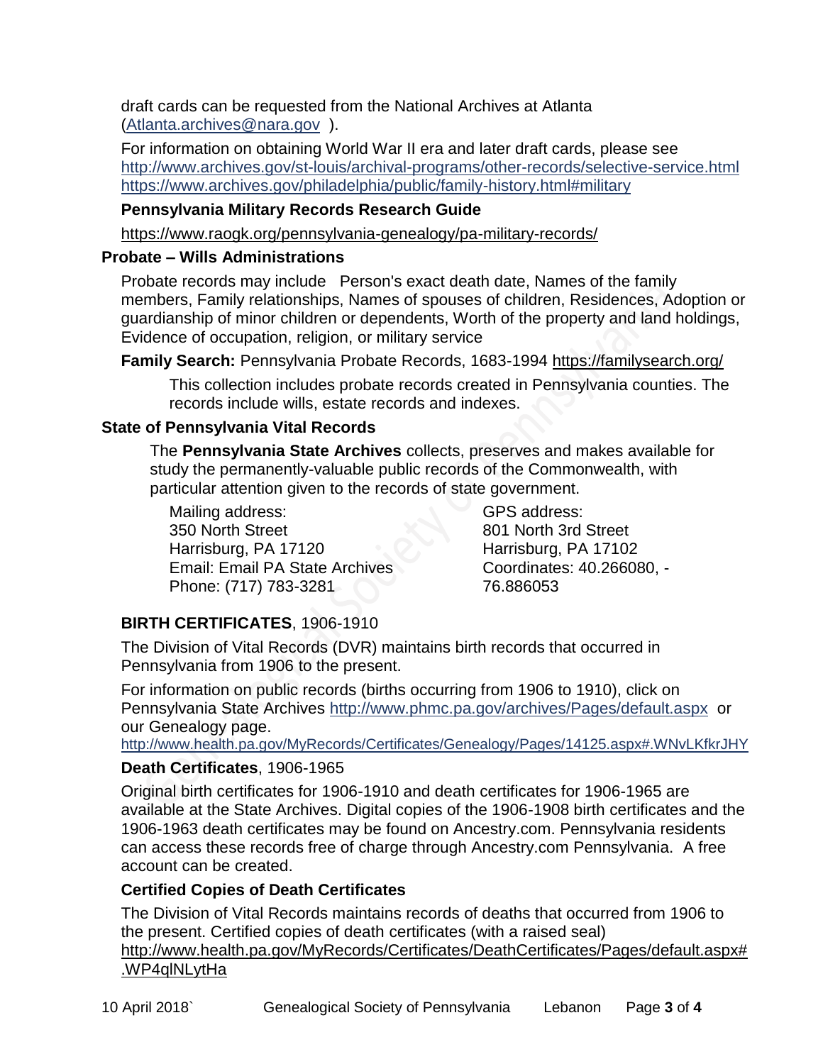draft cards can be requested from the National Archives at Atlanta (Atlanta.archives@nara.gov ).

For information on obtaining World War II era and later draft cards, please see
http://www.archives.gov/st-louis/archival-programs/other-records/selective-service.html
https://www.archives.gov/philadelphia/public/family-history.html#military

**Pennsylvania Military Records Research Guide**

https://www.raogk.org/pennsylvania-genealogy/pa-military-records/

### Probate – Wills Administrations

Probate records may include Person's exact death date, Names of the family members, Family relationships, Names of spouses of children, Residences, Adoption or guardianship of minor children or dependents, Worth of the property and land holdings, Evidence of occupation, religion, or military service

**Family Search:** Pennsylvania Probate Records, 1683-1994 https://familysearch.org/

This collection includes probate records created in Pennsylvania counties. The records include wills, estate records and indexes.

### State of Pennsylvania Vital Records

The **Pennsylvania State Archives** collects, preserves and makes available for study the permanently-valuable public records of the Commonwealth, with particular attention given to the records of state government.

Mailing address:
350 North Street
Harrisburg, PA 17120
Email: Email PA State Archives
Phone: (717) 783-3281

GPS address:
801 North 3rd Street
Harrisburg, PA 17102
Coordinates: 40.266080, -76.886053

**BIRTH CERTIFICATES**, 1906-1910

The Division of Vital Records (DVR) maintains birth records that occurred in Pennsylvania from 1906 to the present.

For information on public records (births occurring from 1906 to 1910), click on Pennsylvania State Archives http://www.phmc.pa.gov/archives/Pages/default.aspx or our Genealogy page.
http://www.health.pa.gov/MyRecords/Certificates/Genealogy/Pages/14125.aspx#.WNvLKfkrJHY

**Death Certificates**, 1906-1965

Original birth certificates for 1906-1910 and death certificates for 1906-1965 are available at the State Archives. Digital copies of the 1906-1908 birth certificates and the 1906-1963 death certificates may be found on Ancestry.com. Pennsylvania residents can access these records free of charge through Ancestry.com Pennsylvania. A free account can be created.

**Certified Copies of Death Certificates**

The Division of Vital Records maintains records of deaths that occurred from 1906 to the present. Certified copies of death certificates (with a raised seal)
http://www.health.pa.gov/MyRecords/Certificates/DeathCertificates/Pages/default.aspx#.WP4qlNLytHa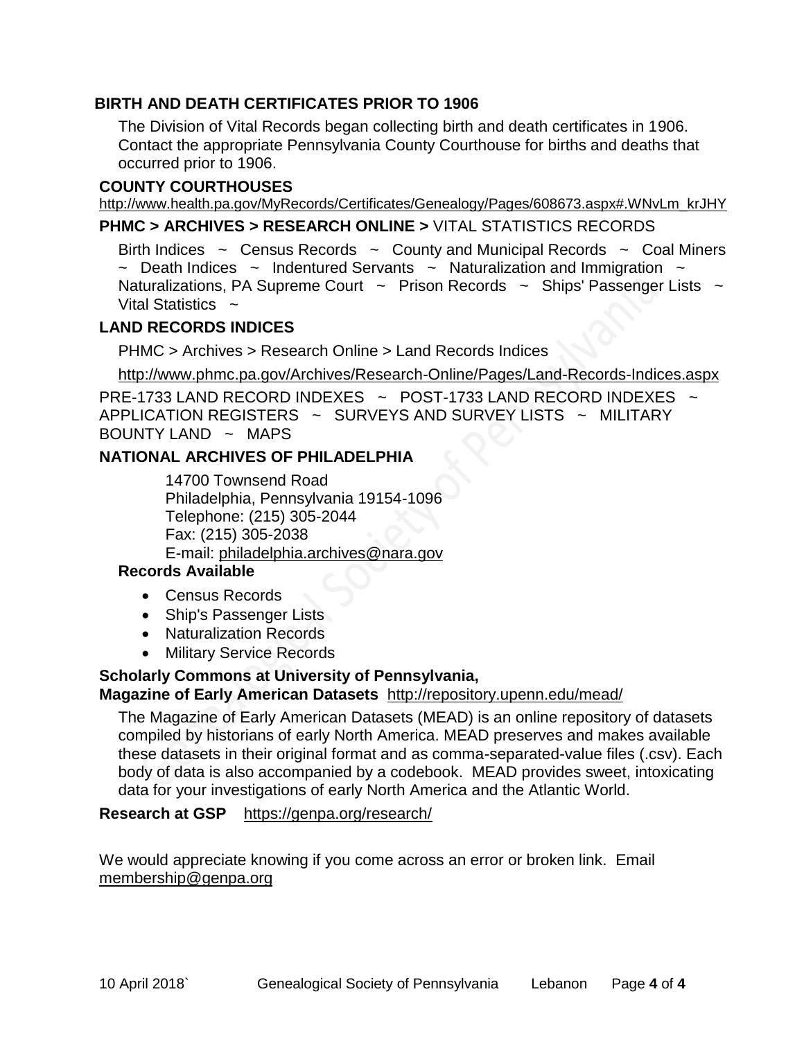**BIRTH AND DEATH CERTIFICATES PRIOR TO 1906**

The Division of Vital Records began collecting birth and death certificates in 1906. Contact the appropriate Pennsylvania County Courthouse for births and deaths that occurred prior to 1906.

**COUNTY COURTHOUSES**

http://www.health.pa.gov/MyRecords/Certificates/Genealogy/Pages/608673.aspx#.WNvLm_krJHY

**PHMC > ARCHIVES > RESEARCH ONLINE >** VITAL STATISTICS RECORDS

Birth Indices ~ Census Records ~ County and Municipal Records ~ Coal Miners ~ Death Indices ~ Indentured Servants ~ Naturalization and Immigration ~ Naturalizations, PA Supreme Court ~ Prison Records ~ Ships' Passenger Lists ~ Vital Statistics ~

**LAND RECORDS INDICES**

PHMC > Archives > Research Online > Land Records Indices

http://www.phmc.pa.gov/Archives/Research-Online/Pages/Land-Records-Indices.aspx

PRE-1733 LAND RECORD INDEXES ~ POST-1733 LAND RECORD INDEXES ~ APPLICATION REGISTERS ~ SURVEYS AND SURVEY LISTS ~ MILITARY BOUNTY LAND ~ MAPS

**NATIONAL ARCHIVES OF PHILADELPHIA**

14700 Townsend Road
Philadelphia, Pennsylvania 19154-1096
Telephone: (215) 305-2044
Fax: (215) 305-2038
E-mail: philadelphia.archives@nara.gov

**Records Available**

- Census Records
- Ship's Passenger Lists
- Naturalization Records
- Military Service Records

**Scholarly Commons at University of Pennsylvania,**
**Magazine of Early American Datasets** http://repository.upenn.edu/mead/

The Magazine of Early American Datasets (MEAD) is an online repository of datasets compiled by historians of early North America. MEAD preserves and makes available these datasets in their original format and as comma-separated-value files (.csv). Each body of data is also accompanied by a codebook. MEAD provides sweet, intoxicating data for your investigations of early North America and the Atlantic World.

**Research at GSP** https://genpa.org/research/

We would appreciate knowing if you come across an error or broken link. Email membership@genpa.org